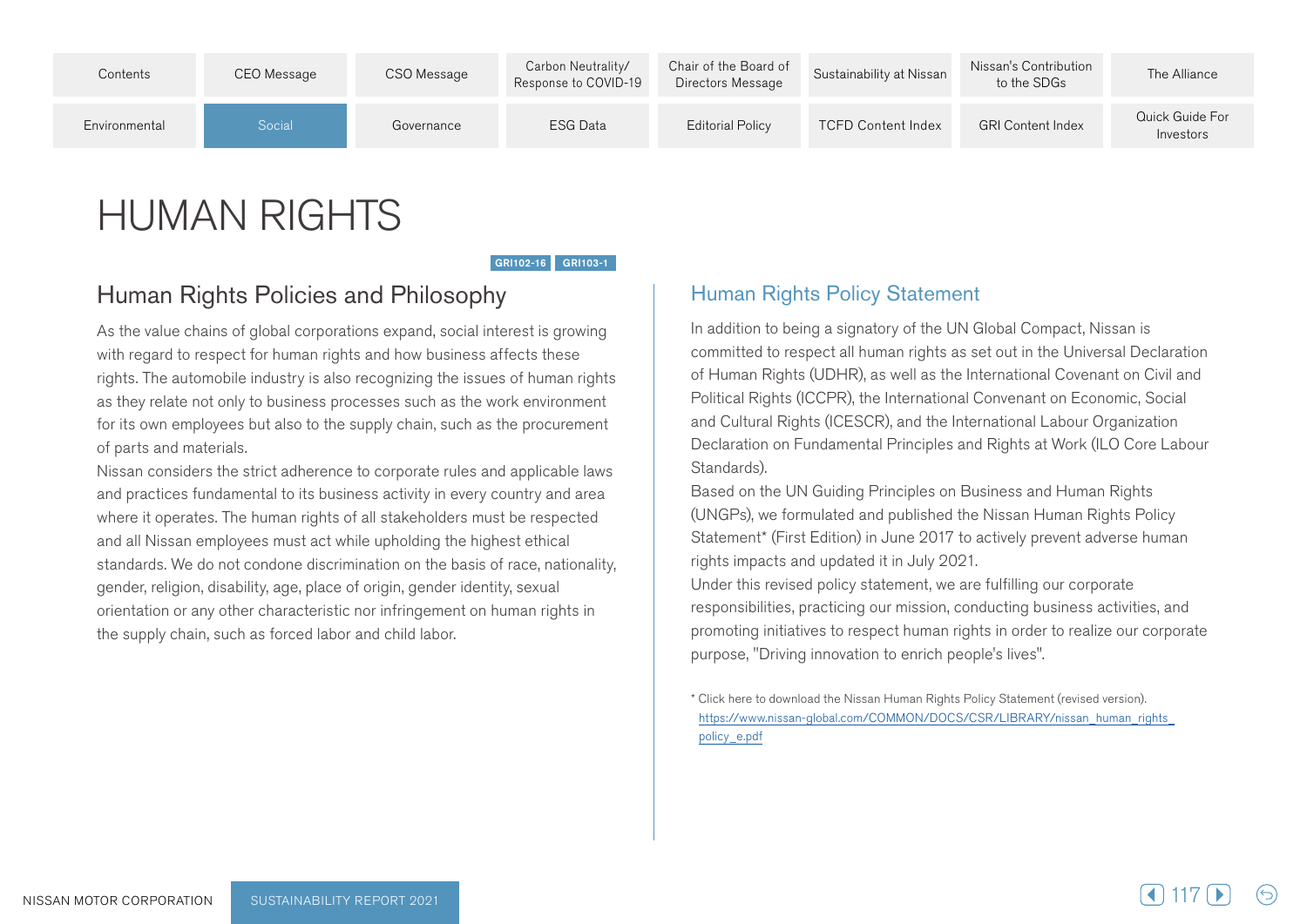# HUMAN RIGHTS

GRI102-16 GRI103-1

## Human Rights Policies and Philosophy

As the value chains of global corporations expand, social interest is growing with regard to respect for human rights and how business affects these rights. The automobile industry is also recognizing the issues of human rights as they relate not only to business processes such as the work environment for its own employees but also to the supply chain, such as the procurement of parts and materials.

Nissan considers the strict adherence to corporate rules and applicable laws and practices fundamental to its business activity in every country and area where it operates. The human rights of all stakeholders must be respected and all Nissan employees must act while upholding the highest ethical standards. We do not condone discrimination on the basis of race, nationality, gender, religion, disability, age, place of origin, gender identity, sexual orientation or any other characteristic nor infringement on human rights in the supply chain, such as forced labor and child labor.

## Human Rights Policy Statement

In addition to being a signatory of the UN Global Compact, Nissan is committed to respect all human rights as set out in the Universal Declaration of Human Rights (UDHR), as well as the International Covenant on Civil and Political Rights (ICCPR), the International Convenant on Economic, Social and Cultural Rights (ICESCR), and the International Labour Organization Declaration on Fundamental Principles and Rights at Work (ILO Core Labour Standards).

Based on the UN Guiding Principles on Business and Human Rights (UNGPs), we formulated and published the Nissan Human Rights Policy Statement* (First Edition) in June 2017 to actively prevent adverse human rights impacts and updated it in July 2021.

Under this revised policy statement, we are fulfilling our corporate responsibilities, practicing our mission, conducting business activities, and promoting initiatives to respect human rights in order to realize our corporate purpose, "Driving innovation to enrich people's lives".

* Click here to download the Nissan Human Rights Policy Statement (revised version).
https://www.nissan-global.com/COMMON/DOCS/CSR/LIBRARY/nissan_human_rights_policy_e.pdf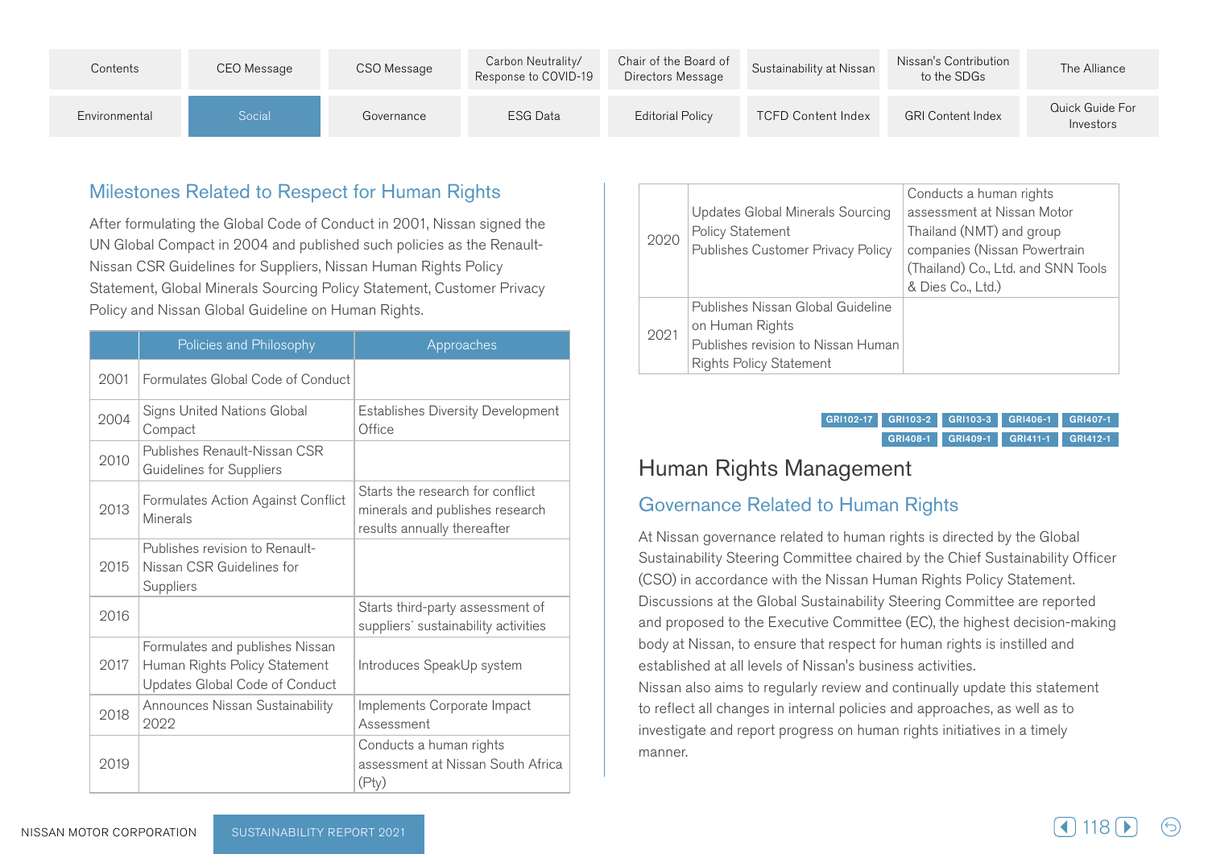## Milestones Related to Respect for Human Rights

After formulating the Global Code of Conduct in 2001, Nissan signed the UN Global Compact in 2004 and published such policies as the Renault-Nissan CSR Guidelines for Suppliers, Nissan Human Rights Policy Statement, Global Minerals Sourcing Policy Statement, Customer Privacy Policy and Nissan Global Guideline on Human Rights.

| | Policies and Philosophy | Approaches |
|---|---|---|
| 2001 | Formulates Global Code of Conduct | |
| 2004 | Signs United Nations Global Compact | Establishes Diversity Development Office |
| 2010 | Publishes Renault-Nissan CSR Guidelines for Suppliers | |
| 2013 | Formulates Action Against Conflict Minerals | Starts the research for conflict minerals and publishes research results annually thereafter |
| 2015 | Publishes revision to Renault-Nissan CSR Guidelines for Suppliers | |
| 2016 | | Starts third-party assessment of suppliers' sustainability activities |
| 2017 | Formulates and publishes Nissan Human Rights Policy Statement<br>Updates Global Code of Conduct | Introduces SpeakUp system |
| 2018 | Announces Nissan Sustainability 2022 | Implements Corporate Impact Assessment |
| 2019 | | Conducts a human rights assessment at Nissan South Africa (Pty) |
| 2020 | Updates Global Minerals Sourcing Policy Statement<br>Publishes Customer Privacy Policy | Conducts a human rights assessment at Nissan Motor Thailand (NMT) and group companies (Nissan Powertrain (Thailand) Co., Ltd. and SNN Tools & Dies Co., Ltd.) |
| 2021 | Publishes Nissan Global Guideline on Human Rights<br>Publishes revision to Nissan Human Rights Policy Statement | |

GRI102-17 GRI103-2 GRI103-3 GRI406-1 GRI407-1 GRI408-1 GRI409-1 GRI411-1 GRI412-1

# Human Rights Management

## Governance Related to Human Rights

At Nissan governance related to human rights is directed by the Global Sustainability Steering Committee chaired by the Chief Sustainability Officer (CSO) in accordance with the Nissan Human Rights Policy Statement. Discussions at the Global Sustainability Steering Committee are reported and proposed to the Executive Committee (EC), the highest decision-making body at Nissan, to ensure that respect for human rights is instilled and established at all levels of Nissan's business activities.

Nissan also aims to regularly review and continually update this statement to reflect all changes in internal policies and approaches, as well as to investigate and report progress on human rights initiatives in a timely manner.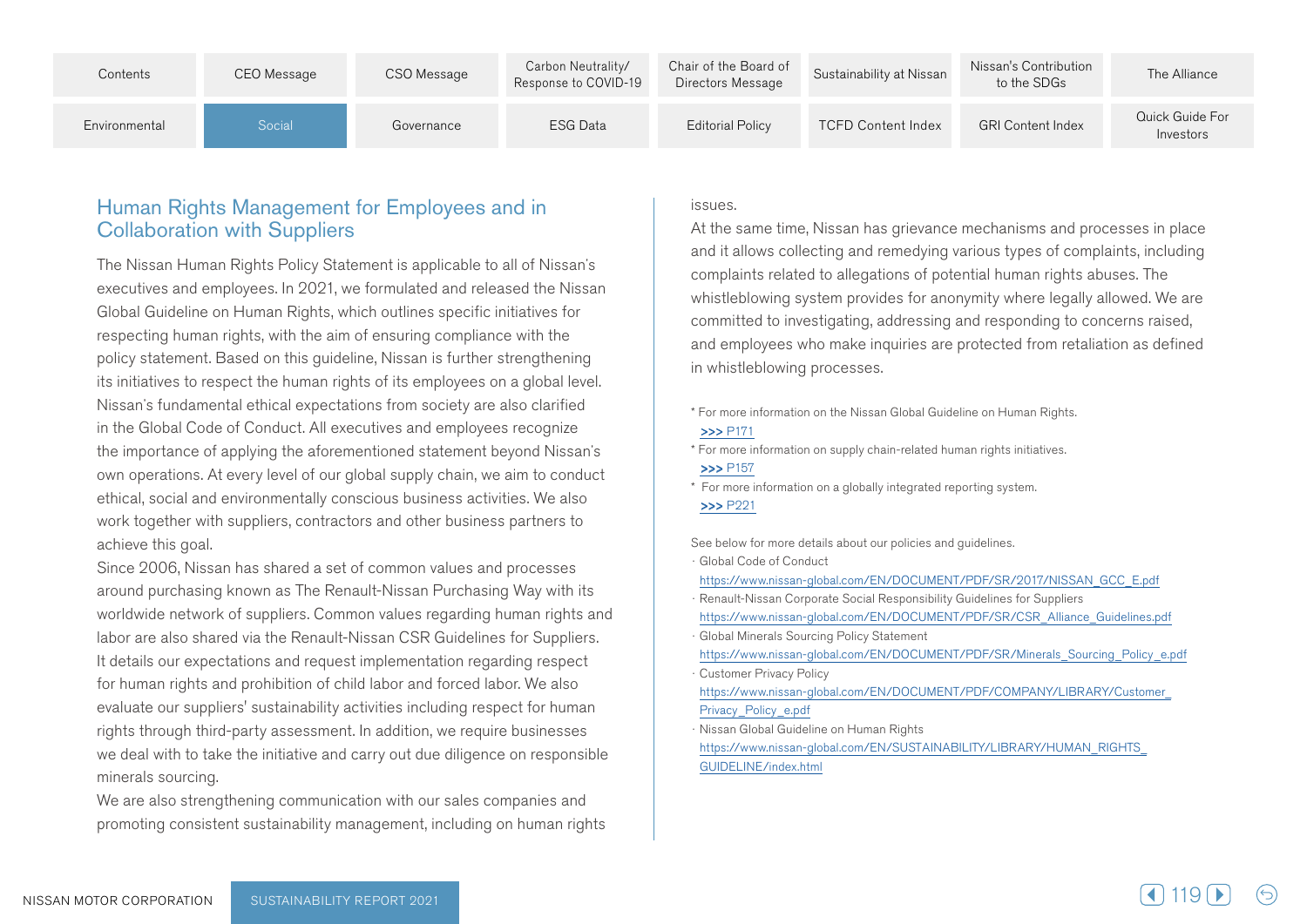## Human Rights Management for Employees and in Collaboration with Suppliers

The Nissan Human Rights Policy Statement is applicable to all of Nissan's executives and employees. In 2021, we formulated and released the Nissan Global Guideline on Human Rights, which outlines specific initiatives for respecting human rights, with the aim of ensuring compliance with the policy statement. Based on this guideline, Nissan is further strengthening its initiatives to respect the human rights of its employees on a global level. Nissan's fundamental ethical expectations from society are also clarified in the Global Code of Conduct. All executives and employees recognize the importance of applying the aforementioned statement beyond Nissan's own operations. At every level of our global supply chain, we aim to conduct ethical, social and environmentally conscious business activities. We also work together with suppliers, contractors and other business partners to achieve this goal.

Since 2006, Nissan has shared a set of common values and processes around purchasing known as The Renault-Nissan Purchasing Way with its worldwide network of suppliers. Common values regarding human rights and labor are also shared via the Renault-Nissan CSR Guidelines for Suppliers. It details our expectations and request implementation regarding respect for human rights and prohibition of child labor and forced labor. We also evaluate our suppliers' sustainability activities including respect for human rights through third-party assessment. In addition, we require businesses we deal with to take the initiative and carry out due diligence on responsible minerals sourcing.

We are also strengthening communication with our sales companies and promoting consistent sustainability management, including on human rights issues.

At the same time, Nissan has grievance mechanisms and processes in place and it allows collecting and remedying various types of complaints, including complaints related to allegations of potential human rights abuses. The whistleblowing system provides for anonymity where legally allowed. We are committed to investigating, addressing and responding to concerns raised, and employees who make inquiries are protected from retaliation as defined in whistleblowing processes.

* For more information on the Nissan Global Guideline on Human Rights. >>> P171
* For more information on supply chain-related human rights initiatives. >>> P157
* For more information on a globally integrated reporting system. >>> P221

See below for more details about our policies and guidelines.

- Global Code of Conduct
  https://www.nissan-global.com/EN/DOCUMENT/PDF/SR/2017/NISSAN_GCC_E.pdf
- Renault-Nissan Corporate Social Responsibility Guidelines for Suppliers
  https://www.nissan-global.com/EN/DOCUMENT/PDF/SR/CSR_Alliance_Guidelines.pdf
- Global Minerals Sourcing Policy Statement
  https://www.nissan-global.com/EN/DOCUMENT/PDF/SR/Minerals_Sourcing_Policy_e.pdf
- Customer Privacy Policy
  https://www.nissan-global.com/EN/DOCUMENT/PDF/COMPANY/LIBRARY/Customer_Privacy_Policy_e.pdf
- Nissan Global Guideline on Human Rights
  https://www.nissan-global.com/EN/SUSTAINABILITY/LIBRARY/HUMAN_RIGHTS_GUIDELINE/index.html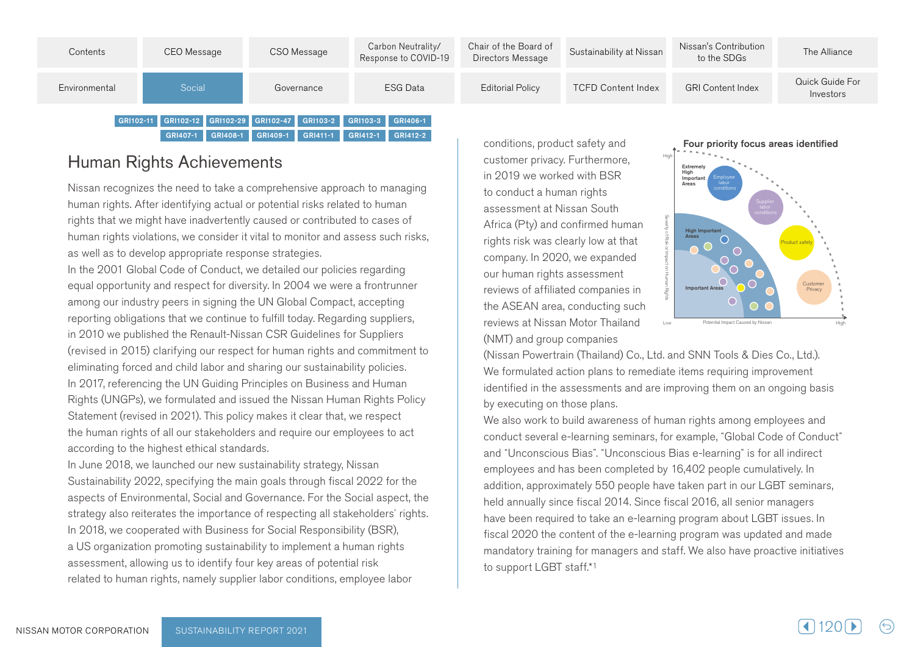GRI102-11 GRI102-12 GRI102-29 GRI102-47 GRI103-2 GRI103-3 GRI406-1 GRI407-1 GRI408-1 GRI409-1 GRI411-1 GRI412-1 GRI412-2

## Human Rights Achievements

Nissan recognizes the need to take a comprehensive approach to managing human rights. After identifying actual or potential risks related to human rights that we might have inadvertently caused or contributed to cases of human rights violations, we consider it vital to monitor and assess such risks, as well as to develop appropriate response strategies.

In the 2001 Global Code of Conduct, we detailed our policies regarding equal opportunity and respect for diversity. In 2004 we were a frontrunner among our industry peers in signing the UN Global Compact, accepting reporting obligations that we continue to fulfill today. Regarding suppliers, in 2010 we published the Renault-Nissan CSR Guidelines for Suppliers (revised in 2015) clarifying our respect for human rights and commitment to eliminating forced and child labor and sharing our sustainability policies.

In 2017, referencing the UN Guiding Principles on Business and Human Rights (UNGPs), we formulated and issued the Nissan Human Rights Policy Statement (revised in 2021). This policy makes it clear that, we respect the human rights of all our stakeholders and require our employees to act according to the highest ethical standards.

In June 2018, we launched our new sustainability strategy, Nissan Sustainability 2022, specifying the main goals through fiscal 2022 for the aspects of Environmental, Social and Governance. For the Social aspect, the strategy also reiterates the importance of respecting all stakeholders' rights.

In 2018, we cooperated with Business for Social Responsibility (BSR), a US organization promoting sustainability to implement a human rights assessment, allowing us to identify four key areas of potential risk related to human rights, namely supplier labor conditions, employee labor conditions, product safety and customer privacy. Furthermore, in 2019 we worked with BSR to conduct a human rights assessment at Nissan South Africa (Pty) and confirmed human rights risk was clearly low at that company. In 2020, we expanded our human rights assessment reviews of affiliated companies in the ASEAN area, conducting such reviews at Nissan Motor Thailand (NMT) and group companies (Nissan Powertrain (Thailand) Co., Ltd. and SNN Tools & Dies Co., Ltd.). We formulated action plans to remediate items requiring improvement identified in the assessments and are improving them on an ongoing basis by executing on those plans.

**Four priority focus areas identified**

(Chart: Severity of Risk or Impact on Human Rights vs. Potential Impact Caused by Nissan, Low to High. Areas: Extremely High Important Areas — Employee labor conditions, Supplier labor conditions, Product safety, Customer Privacy; High Important Areas; Important Areas.)

We also work to build awareness of human rights among employees and conduct several e-learning seminars, for example, "Global Code of Conduct" and "Unconscious Bias". "Unconscious Bias e-learning" is for all indirect employees and has been completed by 16,402 people cumulatively. In addition, approximately 550 people have taken part in our LGBT seminars, held annually since fiscal 2014. Since fiscal 2016, all senior managers have been required to take an e-learning program about LGBT issues. In fiscal 2020 the content of the e-learning program was updated and made mandatory training for managers and staff. We also have proactive initiatives to support LGBT staff.*1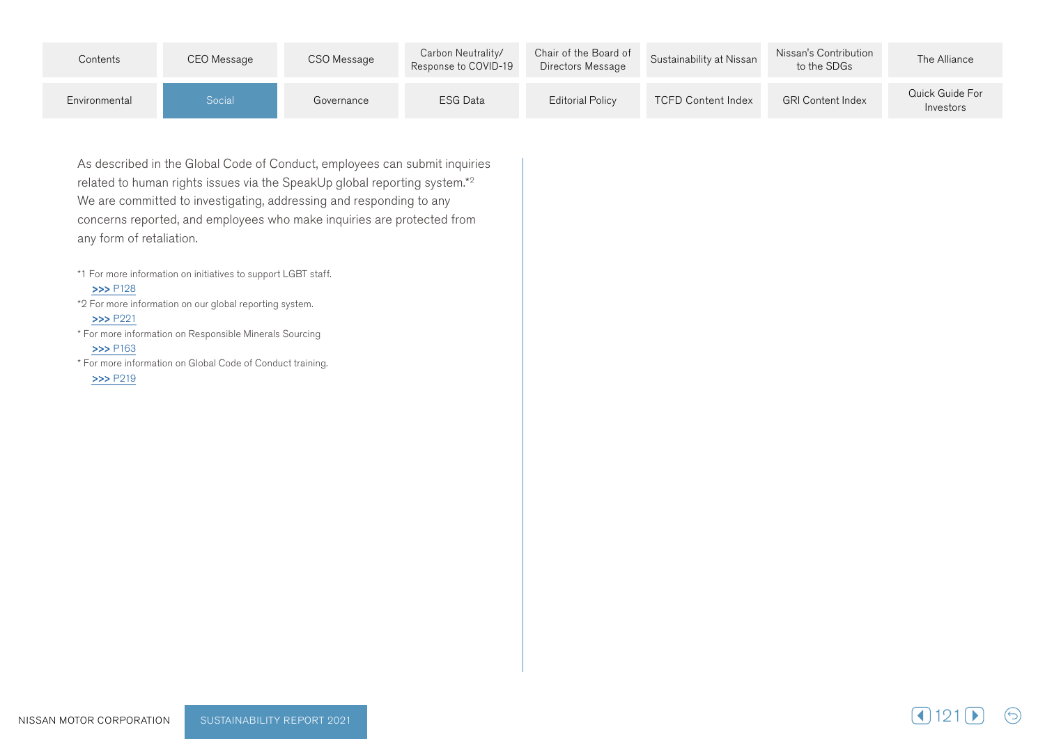As described in the Global Code of Conduct, employees can submit inquiries related to human rights issues via the SpeakUp global reporting system.*2 We are committed to investigating, addressing and responding to any concerns reported, and employees who make inquiries are protected from any form of retaliation.

*1 For more information on initiatives to support LGBT staff.
>>> P128

*2 For more information on our global reporting system.
>>> P221

* For more information on Responsible Minerals Sourcing
>>> P163

* For more information on Global Code of Conduct training.
>>> P219